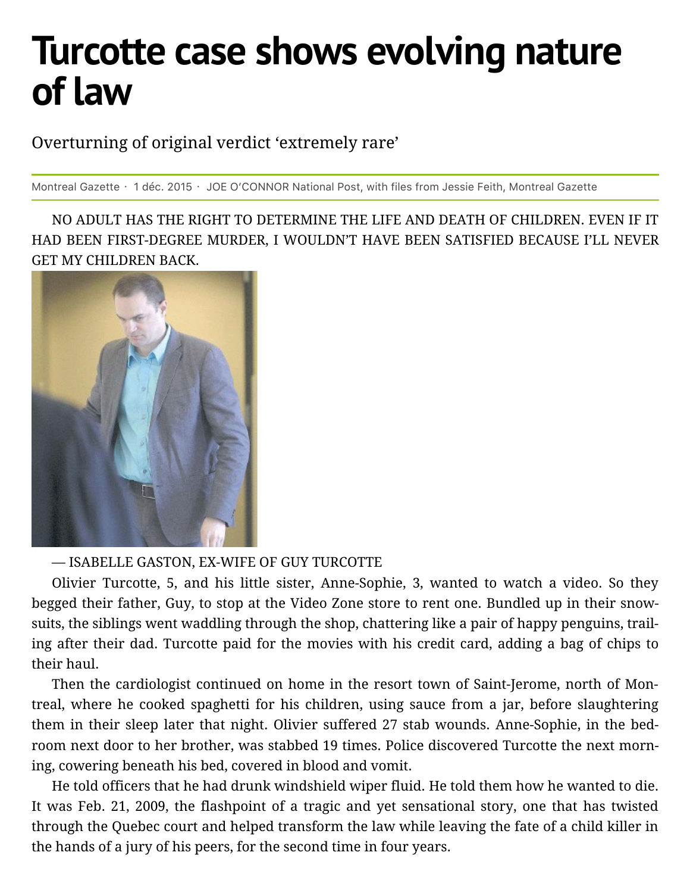# Turcotte case shows evolving nature of law

Overturning of original verdict 'extremely rare'

Montreal Gazette · 1 déc. 2015 · JOE O'CONNOR National Post, with files from Jessie Feith, Montreal Gazette

NO ADULT HAS THE RIGHT TO DETERMINE THE LIFE AND DEATH OF CHILDREN. EVEN IF IT HAD BEEN FIRST-DEGREE MURDER, I WOULDN'T HAVE BEEN SATISFIED BECAUSE I'LL NEVER GET MY CHILDREN BACK.

— ISABELLE GASTON, EX-WIFE OF GUY TURCOTTE

Olivier Turcotte, 5, and his little sister, Anne-Sophie, 3, wanted to watch a video. So they begged their father, Guy, to stop at the Video Zone store to rent one. Bundled up in their snowsuits, the siblings went waddling through the shop, chattering like a pair of happy penguins, trailing after their dad. Turcotte paid for the movies with his credit card, adding a bag of chips to their haul.

Then the cardiologist continued on home in the resort town of Saint-Jerome, north of Montreal, where he cooked spaghetti for his children, using sauce from a jar, before slaughtering them in their sleep later that night. Olivier suffered 27 stab wounds. Anne-Sophie, in the bedroom next door to her brother, was stabbed 19 times. Police discovered Turcotte the next morning, cowering beneath his bed, covered in blood and vomit.

He told officers that he had drunk windshield wiper fluid. He told them how he wanted to die. It was Feb. 21, 2009, the flashpoint of a tragic and yet sensational story, one that has twisted through the Quebec court and helped transform the law while leaving the fate of a child killer in the hands of a jury of his peers, for the second time in four years.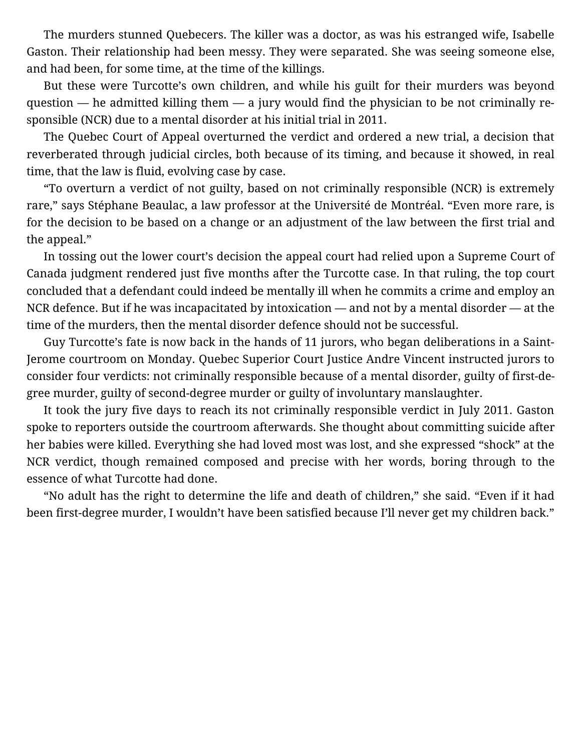The murders stunned Quebecers. The killer was a doctor, as was his estranged wife, Isabelle Gaston. Their relationship had been messy. They were separated. She was seeing someone else, and had been, for some time, at the time of the killings.

But these were Turcotte's own children, and while his guilt for their murders was beyond question — he admitted killing them — a jury would find the physician to be not criminally responsible (NCR) due to a mental disorder at his initial trial in 2011.

The Quebec Court of Appeal overturned the verdict and ordered a new trial, a decision that reverberated through judicial circles, both because of its timing, and because it showed, in real time, that the law is fluid, evolving case by case.

"To overturn a verdict of not guilty, based on not criminally responsible (NCR) is extremely rare," says Stéphane Beaulac, a law professor at the Université de Montréal. "Even more rare, is for the decision to be based on a change or an adjustment of the law between the first trial and the appeal."

In tossing out the lower court's decision the appeal court had relied upon a Supreme Court of Canada judgment rendered just five months after the Turcotte case. In that ruling, the top court concluded that a defendant could indeed be mentally ill when he commits a crime and employ an NCR defence. But if he was incapacitated by intoxication — and not by a mental disorder — at the time of the murders, then the mental disorder defence should not be successful.

Guy Turcotte's fate is now back in the hands of 11 jurors, who began deliberations in a Saint-Jerome courtroom on Monday. Quebec Superior Court Justice Andre Vincent instructed jurors to consider four verdicts: not criminally responsible because of a mental disorder, guilty of first-degree murder, guilty of second-degree murder or guilty of involuntary manslaughter.

It took the jury five days to reach its not criminally responsible verdict in July 2011. Gaston spoke to reporters outside the courtroom afterwards. She thought about committing suicide after her babies were killed. Everything she had loved most was lost, and she expressed "shock" at the NCR verdict, though remained composed and precise with her words, boring through to the essence of what Turcotte had done.

"No adult has the right to determine the life and death of children," she said. "Even if it had been first-degree murder, I wouldn't have been satisfied because I'll never get my children back."